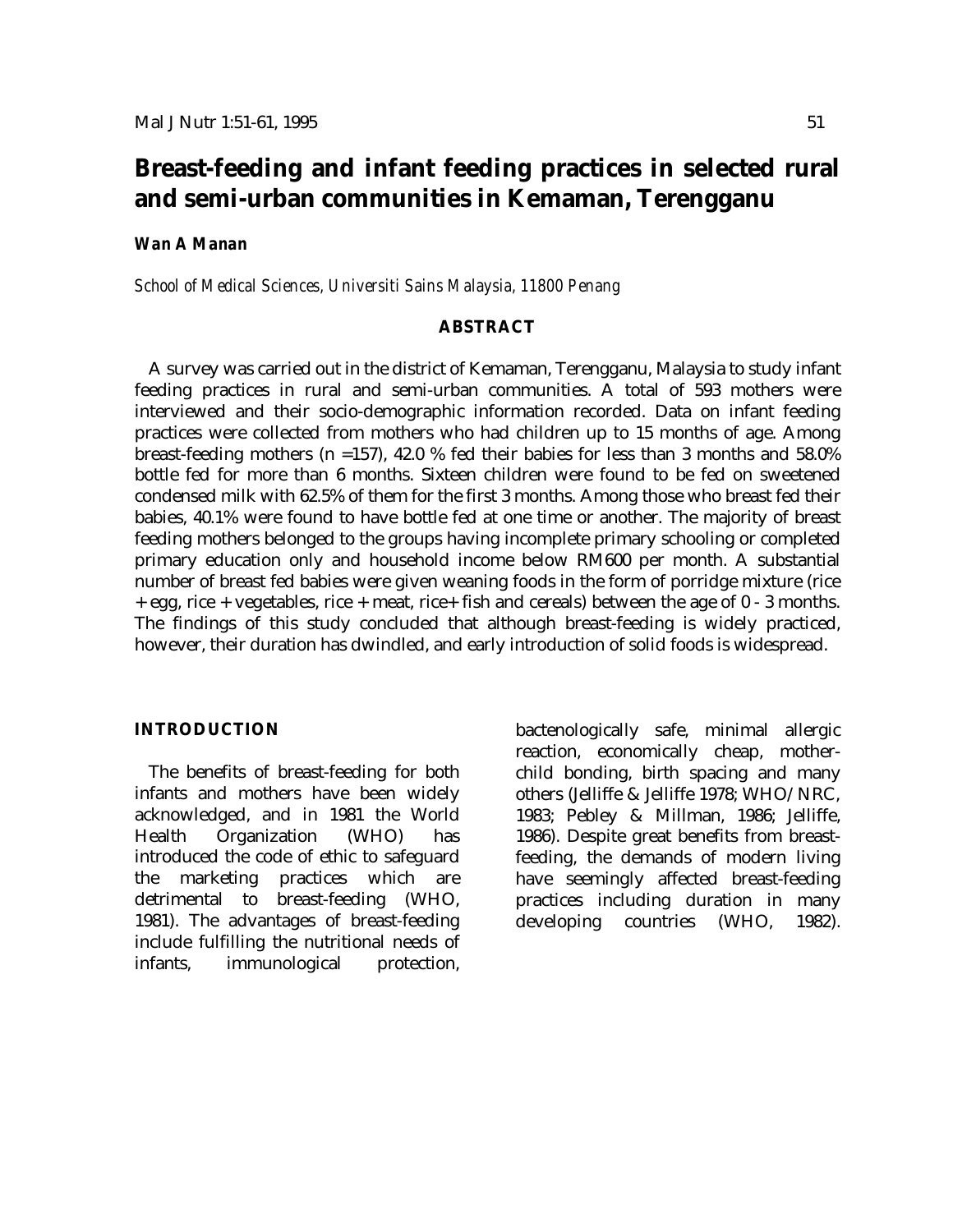# Breast-feeding and infant feeding practices in selected rural and semi-urban communities in Kemaman, Terengganu

***Wan A Manan***

*School of Medical Sciences, Universiti Sains Malaysia, 11800 Penang*

## ABSTRACT

A survey was carried out in the district of Kemaman, Terengganu, Malaysia to study infant feeding practices in rural and semi-urban communities. A total of 593 mothers were interviewed and their socio-demographic information recorded. Data on infant feeding practices were collected from mothers who had children up to 15 months of age. Among breast-feeding mothers (n =157), 42.0 % fed their babies for less than 3 months and 58.0% bottle fed for more than 6 months. Sixteen children were found to be fed on sweetened condensed milk with 62.5% of them for the first 3 months. Among those who breast fed their babies, 40.1% were found to have bottle fed at one time or another. The majority of breast feeding mothers belonged to the groups having incomplete primary schooling or completed primary education only and household income below RM600 per month. A substantial number of breast fed babies were given weaning foods in the form of porridge mixture (rice + egg, rice + vegetables, rice + meat, rice+ fish and cereals) between the age of 0 - 3 months. The findings of this study concluded that although breast-feeding is widely practiced, however, their duration has dwindled, and early introduction of solid foods is widespread.

## INTRODUCTION

The benefits of breast-feeding for both infants and mothers have been widely acknowledged, and in 1981 the World Health Organization (WHO) has introduced the code of ethic to safeguard the marketing practices which are detrimental to breast-feeding (WHO, 1981). The advantages of breast-feeding include fulfilling the nutritional needs of infants, immunological protection, bactenologically safe, minimal allergic reaction, economically cheap, mother-child bonding, birth spacing and many others (Jelliffe & Jelliffe 1978; WHO/NRC, 1983; Pebley & Millman, 1986; Jelliffe, 1986). Despite great benefits from breast-feeding, the demands of modern living have seemingly affected breast-feeding practices including duration in many developing countries (WHO, 1982).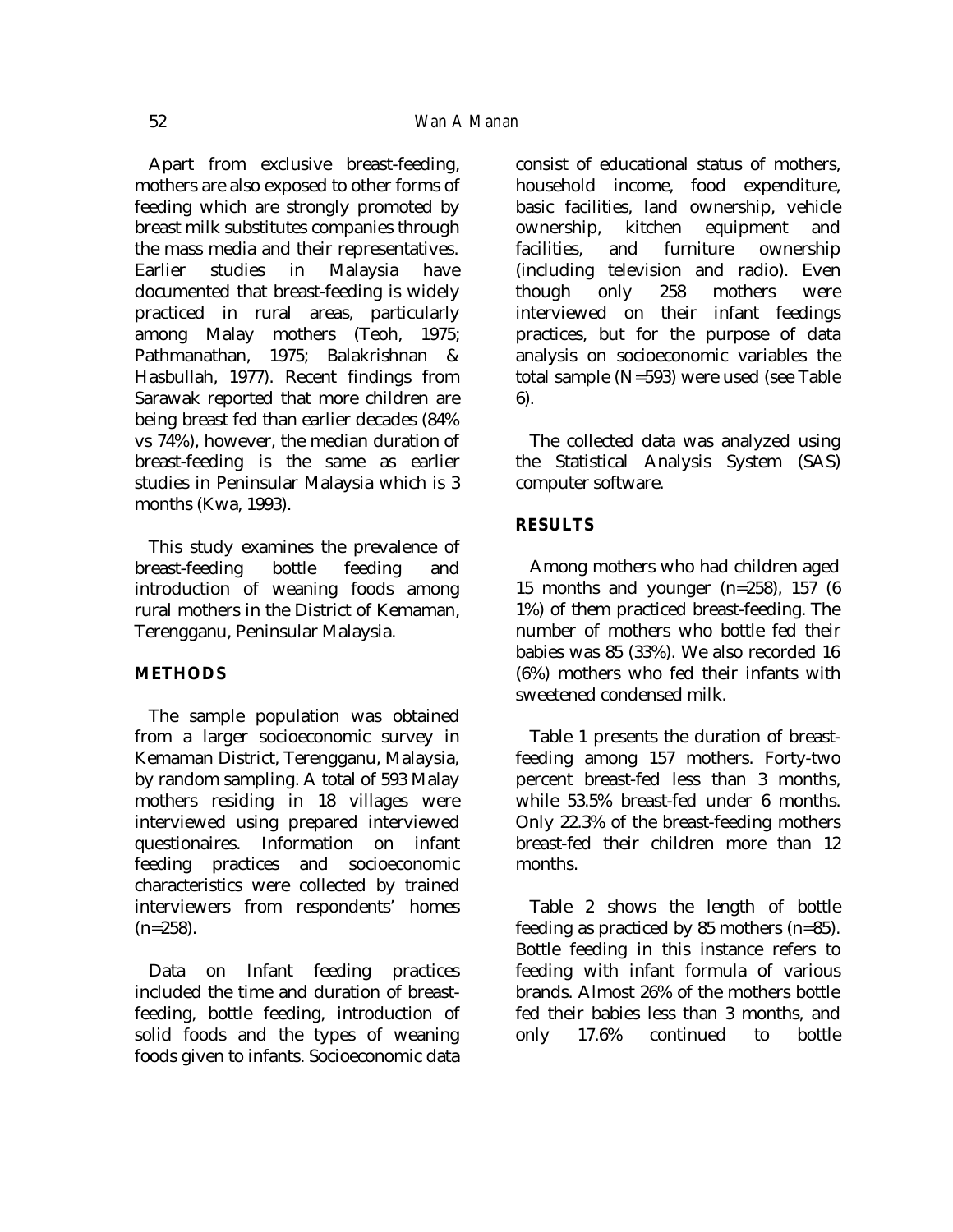Apart from exclusive breast-feeding, mothers are also exposed to other forms of feeding which are strongly promoted by breast milk substitutes companies through the mass media and their representatives. Earlier studies in Malaysia have documented that breast-feeding is widely practiced in rural areas, particularly among Malay mothers (Teoh, 1975; Pathmanathan, 1975; Balakrishnan & Hasbullah, 1977). Recent findings from Sarawak reported that more children are being breast fed than earlier decades (84% vs 74%), however, the median duration of breast-feeding is the same as earlier studies in Peninsular Malaysia which is 3 months (Kwa, 1993).

This study examines the prevalence of breast-feeding bottle feeding and introduction of weaning foods among rural mothers in the District of Kemaman, Terengganu, Peninsular Malaysia.

## METHODS

The sample population was obtained from a larger socioeconomic survey in Kemaman District, Terengganu, Malaysia, by random sampling. A total of 593 Malay mothers residing in 18 villages were interviewed using prepared interviewed questionaires. Information on infant feeding practices and socioeconomic characteristics were collected by trained interviewers from respondents' homes (n=258).

Data on Infant feeding practices included the time and duration of breast-feeding, bottle feeding, introduction of solid foods and the types of weaning foods given to infants. Socioeconomic data consist of educational status of mothers, household income, food expenditure, basic facilities, land ownership, vehicle ownership, kitchen equipment and facilities, and furniture ownership (including television and radio). Even though only 258 mothers were interviewed on their infant feedings practices, but for the purpose of data analysis on socioeconomic variables the total sample (N=593) were used (see Table 6).

The collected data was analyzed using the Statistical Analysis System (SAS) computer software.

## RESULTS

Among mothers who had children aged 15 months and younger (n=258), 157 (6 1%) of them practiced breast-feeding. The number of mothers who bottle fed their babies was 85 (33%). We also recorded 16 (6%) mothers who fed their infants with sweetened condensed milk.

Table 1 presents the duration of breast-feeding among 157 mothers. Forty-two percent breast-fed less than 3 months, while 53.5% breast-fed under 6 months. Only 22.3% of the breast-feeding mothers breast-fed their children more than 12 months.

Table 2 shows the length of bottle feeding as practiced by 85 mothers (n=85). Bottle feeding in this instance refers to feeding with infant formula of various brands. Almost 26% of the mothers bottle fed their babies less than 3 months, and only 17.6% continued to bottle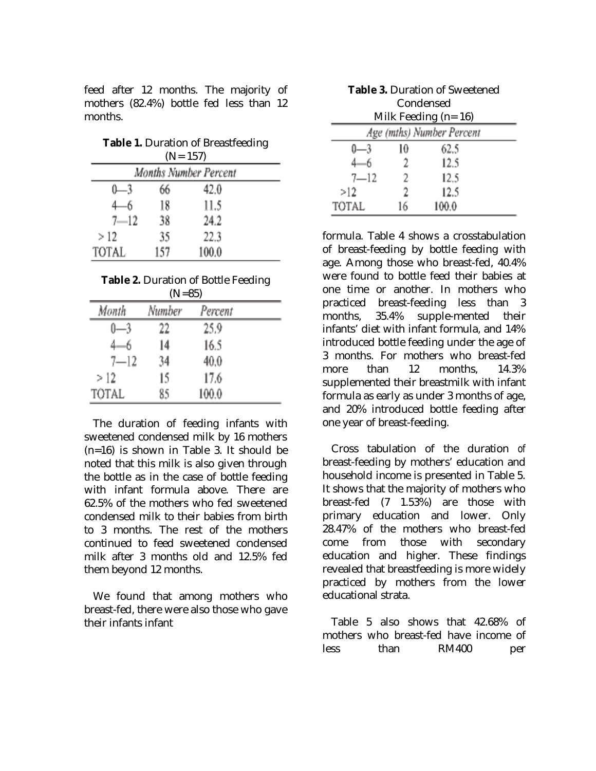feed after 12 months. The majority of mothers (82.4%) bottle fed less than 12 months.

**Table 1.** Duration of Breastfeeding (N = 157)

| *Months* | *Number* | *Percent* |
|---|---|---|
| 0—3 | 66 | 42.0 |
| 4—6 | 18 | 11.5 |
| 7—12 | 38 | 24.2 |
| > 12 | 35 | 22.3 |
| TOTAL | 157 | 100.0 |

**Table 2.** Duration of Bottle Feeding (N=85)

| *Month* | *Number* | *Percent* |
|---|---|---|
| 0—3 | 22 | 25.9 |
| 4—6 | 14 | 16.5 |
| 7—12 | 34 | 40.0 |
| > 12 | 15 | 17.6 |
| TOTAL | 85 | 100.0 |

The duration of feeding infants with sweetened condensed milk by 16 mothers (n=16) is shown in Table 3. It should be noted that this milk is also given through the bottle as in the case of bottle feeding with infant formula above. There are 62.5% of the mothers who fed sweetened condensed milk to their babies from birth to 3 months. The rest of the mothers continued to feed sweetened condensed milk after 3 months old and 12.5% fed them beyond 12 months.

We found that among mothers who breast-fed, there were also those who gave their infants infant

**Table 3.** Duration of Sweetened Condensed Milk Feeding (n= 16)

| *Age (mths)* | *Number* | *Percent* |
|---|---|---|
| 0—3 | 10 | 62.5 |
| 4—6 | 2 | 12.5 |
| 7—12 | 2 | 12.5 |
| >12 | 2 | 12.5 |
| TOTAL | 16 | 100.0 |

formula. Table 4 shows a crosstabulation of breast-feeding by bottle feeding with age. Among those who breast-fed, 40.4% were found to bottle feed their babies at one time or another. In mothers who practiced breast-feeding less than 3 months, 35.4% supple-mented their infants' diet with infant formula, and 14% introduced bottle feeding under the age of 3 months. For mothers who breast-fed more than 12 months, 14.3% supplemented their breastmilk with infant formula as early as under 3 months of age, and 20% introduced bottle feeding after one year of breast-feeding.

Cross tabulation of the duration of breast-feeding by mothers' education and household income is presented in Table 5. It shows that the majority of mothers who breast-fed (7 1.53%) are those with primary education and lower. Only 28.47% of the mothers who breast-fed come from those with secondary education and higher. These findings revealed that breastfeeding is more widely practiced by mothers from the lower educational strata.

Table 5 also shows that 42.68% of mothers who breast-fed have income of less than RM400 per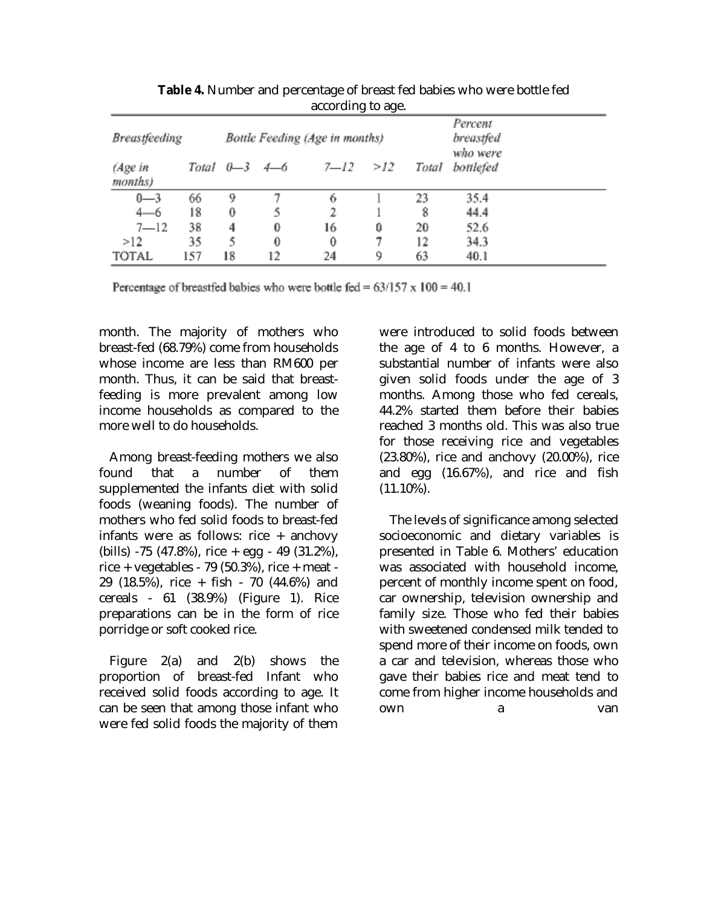**Table 4.** Number and percentage of breast fed babies who were bottle fed according to age.

| *Breastfeeding* | | *Bottle Feeding (Age in months)* | | | | | *Percent breastfed who were* |
|---|---|---|---|---|---|---|---|
| *(Age in months)* | *Total* | *0—3* | *4—6* | *7—12* | *>12* | *Total* | *bottlefed* |
| 0—3 | 66 | 9 | 7 | 6 | 1 | 23 | 35.4 |
| 4—6 | 18 | 0 | 5 | 2 | 1 | 8 | 44.4 |
| 7—12 | 38 | 4 | 0 | 16 | 0 | 20 | 52.6 |
| >12 | 35 | 5 | 0 | 0 | 7 | 12 | 34.3 |
| TOTAL | 157 | 18 | 12 | 24 | 9 | 63 | 40.1 |

Percentage of breastfed babies who were bottle fed = 63/157 x 100 = 40.1

month. The majority of mothers who breast-fed (68.79%) come from households whose income are less than RM600 per month. Thus, it can be said that breast-feeding is more prevalent among low income households as compared to the more well to do households.

Among breast-feeding mothers we also found that a number of them supplemented the infants diet with solid foods (weaning foods). The number of mothers who fed solid foods to breast-fed infants were as follows: rice + anchovy (bills) -75 (47.8%), rice + egg - 49 (31.2%), rice + vegetables - 79 (50.3%), rice + meat - 29 (18.5%), rice + fish - 70 (44.6%) and cereals - 61 (38.9%) (Figure 1). Rice preparations can be in the form of rice porridge or soft cooked rice.

Figure 2(a) and 2(b) shows the proportion of breast-fed Infant who received solid foods according to age. It can be seen that among those infant who were fed solid foods the majority of them were introduced to solid foods between the age of 4 to 6 months. However, a substantial number of infants were also given solid foods under the age of 3 months. Among those who fed cereals, 44.2% started them before their babies reached 3 months old. This was also true for those receiving rice and vegetables (23.80%), rice and anchovy (20.00%), rice and egg (16.67%), and rice and fish (11.10%).

The levels of significance among selected socioeconomic and dietary variables is presented in Table 6. Mothers' education was associated with household income, percent of monthly income spent on food, car ownership, television ownership and family size. Those who fed their babies with sweetened condensed milk tended to spend more of their income on foods, own a car and television, whereas those who gave their babies rice and meat tend to come from higher income households and own a van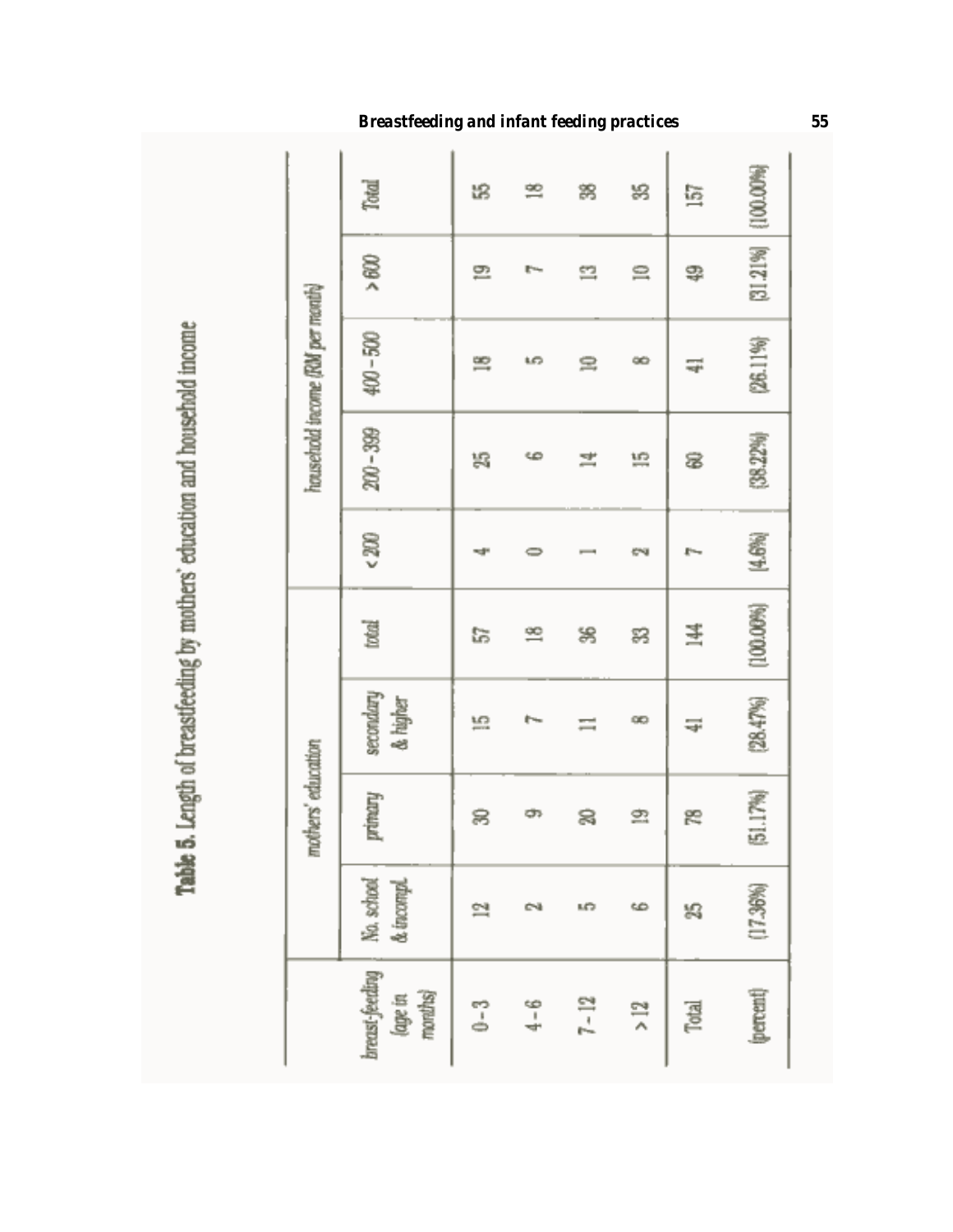**Table 5.** Length of breastfeeding by mothers' education and household income

| breast-feeding (age in months) | mothers' education | | | | household income (RM per month) | | | | |
|---|---|---|---|---|---|---|---|---|---|
| | No. school & incompl. | primary | secondary & higher | total | < 200 | 200 – 399 | 400 – 500 | > 600 | Total |
| 0 – 3 | 12 | 30 | 15 | 57 | 4 | 25 | 18 | 19 | 55 |
| 4 – 6 | 2 | 9 | 7 | 18 | 0 | 6 | 5 | 7 | 18 |
| 7 – 12 | 5 | 20 | 11 | 36 | 1 | 14 | 10 | 13 | 38 |
| > 12 | 6 | 19 | 8 | 33 | 2 | 15 | 8 | 10 | 35 |
| Total | 25 | 78 | 41 | 144 | 7 | 60 | 41 | 49 | 157 |
| (percent) | (17.36%) | (51.17%) | (28.47%) | (100.00%) | (4.6%) | (38.22%) | (26.11%) | (31.21%) | (100.00%) |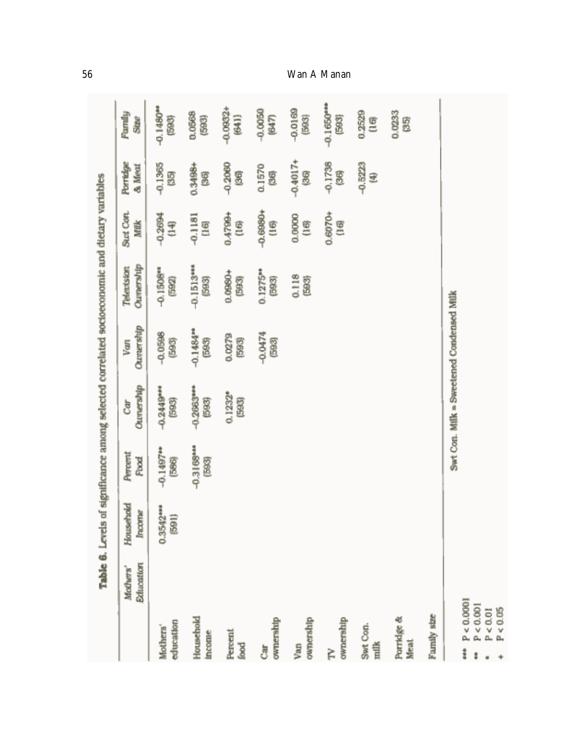**Table 6.** Levels of significance among selected correlated socioeconomic and dietary variables

| | Mothers' Education | Household Income | Percent Food | Car Ownership | Van Ownership | Television Ownership | Swt Con. Milk | Porridge & Meat | Family Size |
|---|---|---|---|---|---|---|---|---|---|
| Mothers' education | | 0.3542*** (591) | -0.1497** (586) | -0.2449*** (593) | -0.0598 (593) | -0.1508** (592) | -0.2694 (14) | -0.1365 (35) | -0.1480** (593) |
| Household income | | | -0.3168*** (593) | -0.2663*** (593) | -0.1484** (593) | -0.1513*** (593) | -0.1181 (16) | 0.3498+ (36) | 0.0568 (593) |
| Percent food | | | | 0.1232* (593) | 0.0279 (593) | 0.0980+ (593) | 0.4799+ (16) | -0.2060 (36) | -0.0932+ (641) |
| Car ownership | | | | | -0.0474 (593) | 0.1275** (593) | -0.6980+ (16) | 0.1570 (36) | -0.0050 (647) |
| Van ownership | | | | | | 0.118 (593) | 0.0000 (16) | -0.4017+ (36) | -0.0169 (593) |
| TV ownership | | | | | | | 0.6070+ (16) | -0.1738 (36) | -0.1650*** (593) |
| Swt Con. milk | | | | | | | | -0.5223 (4) | 0.2529 (16) |
| Porridge & Meat | | | | | | | | | 0.0233 (35) |
| Family size | | | | | | | | | |

Swt Con. Milk = Sweetened Condensed Milk

*** $P < 0.0001$
** $P < 0.001$
* $P < 0.01$
+ $P < 0.05$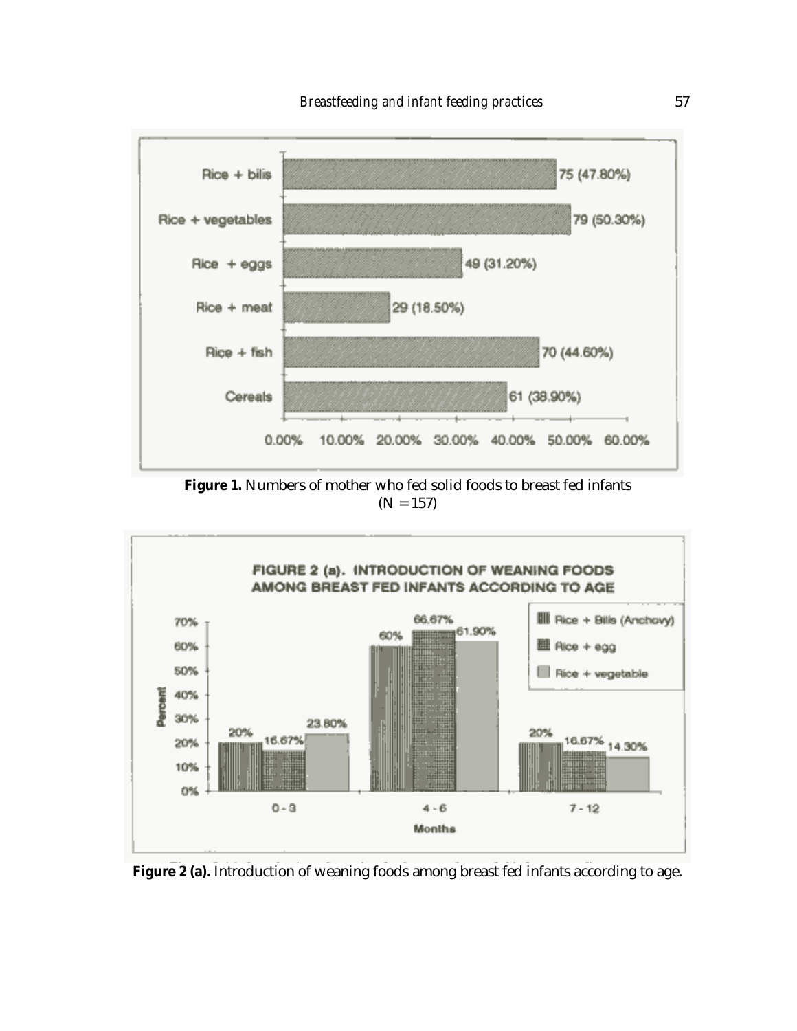**Figure 1.** Numbers of mother who fed solid foods to breast fed infants (N = 157)

**Figure 2 (a).** Introduction of weaning foods among breast fed infants according to age.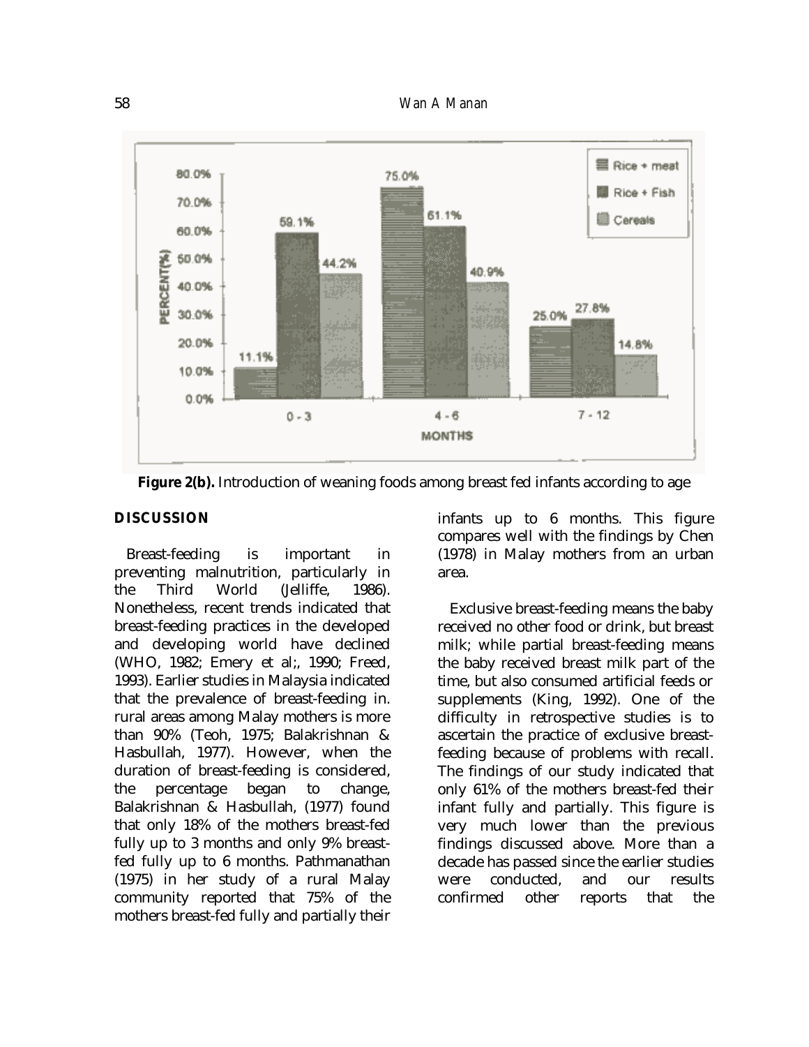**Figure 2(b).** Introduction of weaning foods among breast fed infants according to age

## DISCUSSION

Breast-feeding is important in preventing malnutrition, particularly in the Third World (Jelliffe, 1986). Nonetheless, recent trends indicated that breast-feeding practices in the developed and developing world have declined (WHO, 1982; Emery et al;, 1990; Freed, 1993). Earlier studies in Malaysia indicated that the prevalence of breast-feeding in. rural areas among Malay mothers is more than 90% (Teoh, 1975; Balakrishnan & Hasbullah, 1977). However, when the duration of breast-feeding is considered, the percentage began to change, Balakrishnan & Hasbullah, (1977) found that only 18% of the mothers breast-fed fully up to 3 months and only 9% breast-fed fully up to 6 months. Pathmanathan (1975) in her study of a rural Malay community reported that 75% of the mothers breast-fed fully and partially their infants up to 6 months. This figure compares well with the findings by Chen (1978) in Malay mothers from an urban area.

Exclusive breast-feeding means the baby received no other food or drink, but breast milk; while partial breast-feeding means the baby received breast milk part of the time, but also consumed artificial feeds or supplements (King, 1992). One of the difficulty in retrospective studies is to ascertain the practice of exclusive breast-feeding because of problems with recall. The findings of our study indicated that only 61% of the mothers breast-fed their infant fully and partially. This figure is very much lower than the previous findings discussed above. More than a decade has passed since the earlier studies were conducted, and our results confirmed other reports that the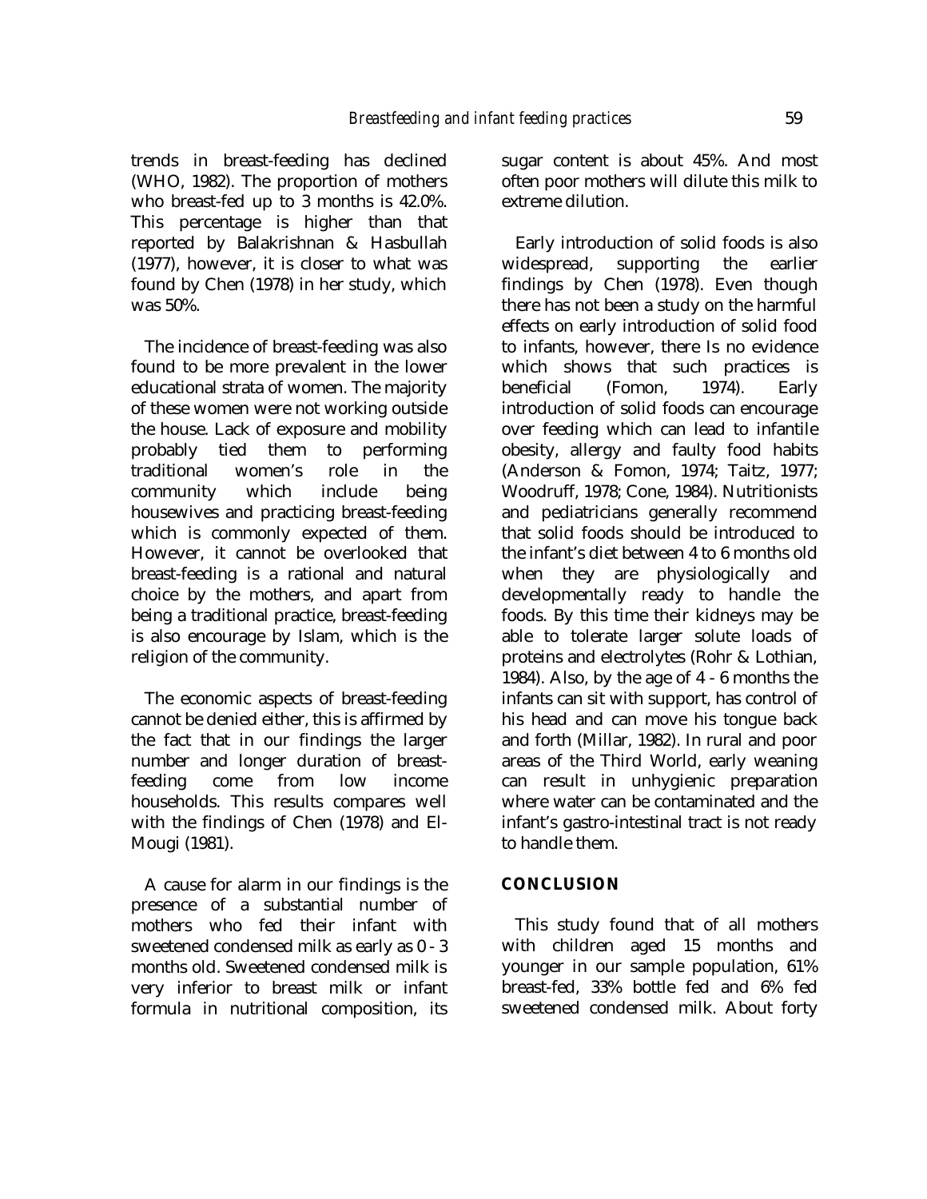trends in breast-feeding has declined (WHO, 1982). The proportion of mothers who breast-fed up to 3 months is 42.0%. This percentage is higher than that reported by Balakrishnan & Hasbullah (1977), however, it is closer to what was found by Chen (1978) in her study, which was 50%.

The incidence of breast-feeding was also found to be more prevalent in the lower educational strata of women. The majority of these women were not working outside the house. Lack of exposure and mobility probably tied them to performing traditional women's role in the community which include being housewives and practicing breast-feeding which is commonly expected of them. However, it cannot be overlooked that breast-feeding is a rational and natural choice by the mothers, and apart from being a traditional practice, breast-feeding is also encourage by Islam, which is the religion of the community.

The economic aspects of breast-feeding cannot be denied either, this is affirmed by the fact that in our findings the larger number and longer duration of breast-feeding come from low income households. This results compares well with the findings of Chen (1978) and El-Mougi (1981).

A cause for alarm in our findings is the presence of a substantial number of mothers who fed their infant with sweetened condensed milk as early as 0 - 3 months old. Sweetened condensed milk is very inferior to breast milk or infant formula in nutritional composition, its sugar content is about 45%. And most often poor mothers will dilute this milk to extreme dilution.

Early introduction of solid foods is also widespread, supporting the earlier findings by Chen (1978). Even though there has not been a study on the harmful effects on early introduction of solid food to infants, however, there Is no evidence which shows that such practices is beneficial (Fomon, 1974). Early introduction of solid foods can encourage over feeding which can lead to infantile obesity, allergy and faulty food habits (Anderson & Fomon, 1974; Taitz, 1977; Woodruff, 1978; Cone, 1984). Nutritionists and pediatricians generally recommend that solid foods should be introduced to the infant's diet between 4 to 6 months old when they are physiologically and developmentally ready to handle the foods. By this time their kidneys may be able to tolerate larger solute loads of proteins and electrolytes (Rohr & Lothian, 1984). Also, by the age of 4 - 6 months the infants can sit with support, has control of his head and can move his tongue back and forth (Millar, 1982). In rural and poor areas of the Third World, early weaning can result in unhygienic preparation where water can be contaminated and the infant's gastro-intestinal tract is not ready to handle them.

## CONCLUSION

This study found that of all mothers with children aged 15 months and younger in our sample population, 61% breast-fed, 33% bottle fed and 6% fed sweetened condensed milk. About forty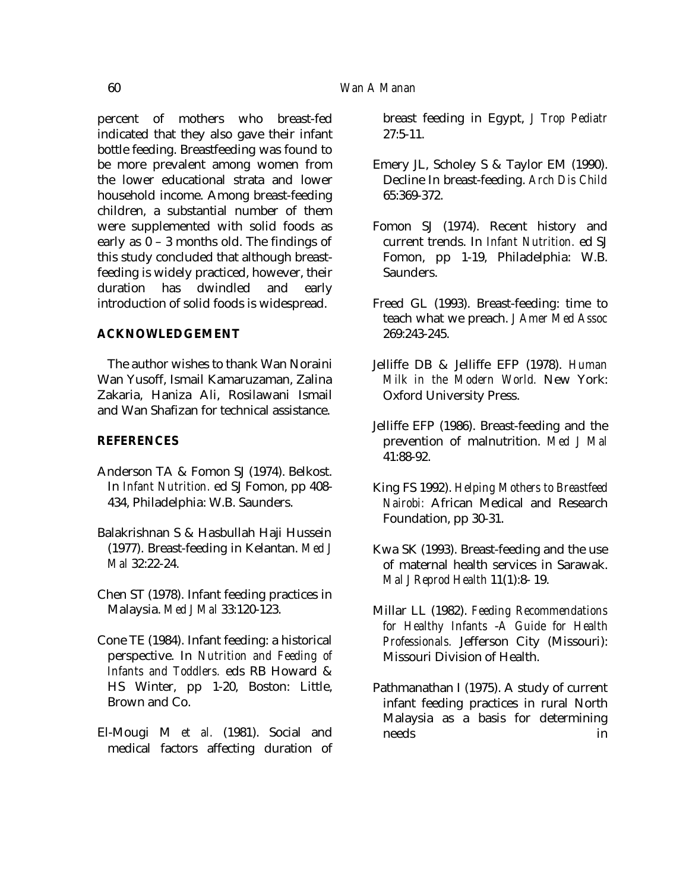percent of mothers who breast-fed indicated that they also gave their infant bottle feeding. Breastfeeding was found to be more prevalent among women from the lower educational strata and lower household income. Among breast-feeding children, a substantial number of them were supplemented with solid foods as early as 0 – 3 months old. The findings of this study concluded that although breast-feeding is widely practiced, however, their duration has dwindled and early introduction of solid foods is widespread.

## ACKNOWLEDGEMENT

The author wishes to thank Wan Noraini Wan Yusoff, Ismail Kamaruzaman, Zalina Zakaria, Haniza Ali, Rosilawani Ismail and Wan Shafizan for technical assistance.

## REFERENCES

Anderson TA & Fomon SJ (1974). Belkost. In *Infant Nutrition.* ed SJ Fomon, pp 408-434, Philadelphia: W.B. Saunders.

Balakrishnan S & Hasbullah Haji Hussein (1977). Breast-feeding in Kelantan. *Med J Mal* 32:22-24.

Chen ST (1978). Infant feeding practices in Malaysia. *Med J Mal* 33:120-123.

Cone TE (1984). Infant feeding: a historical perspective. In *Nutrition and Feeding of Infants and Toddlers.* eds RB Howard & HS Winter, pp 1-20, Boston: Little, Brown and Co.

El-Mougi M *et al.* (1981). Social and medical factors affecting duration of breast feeding in Egypt, *J Trop Pediatr* 27:5-11.

Emery JL, Scholey S & Taylor EM (1990). Decline In breast-feeding. *Arch Dis Child* 65:369-372.

Fomon SJ (1974). Recent history and current trends. In *Infant Nutrition.* ed SJ Fomon, pp 1-19, Philadelphia: W.B. Saunders.

Freed GL (1993). Breast-feeding: time to teach what we preach. *J Amer Med Assoc* 269:243-245.

Jelliffe DB & Jelliffe EFP (1978). *Human Milk in the Modern World.* New York: Oxford University Press.

Jelliffe EFP (1986). Breast-feeding and the prevention of malnutrition. *Med J Mal* 41:88-92.

King FS 1992). *Helping Mothers to Breastfeed Nairobi:* African Medical and Research Foundation, pp 30-31.

Kwa SK (1993). Breast-feeding and the use of maternal health services in Sarawak. *Mal J Reprod Health* 11(1):8- 19.

Millar LL (1982). *Feeding Recommendations for Healthy Infants -A Guide for Health Professionals.* Jefferson City (Missouri): Missouri Division of Health.

Pathmanathan I (1975). A study of current infant feeding practices in rural North Malaysia as a basis for determining needs in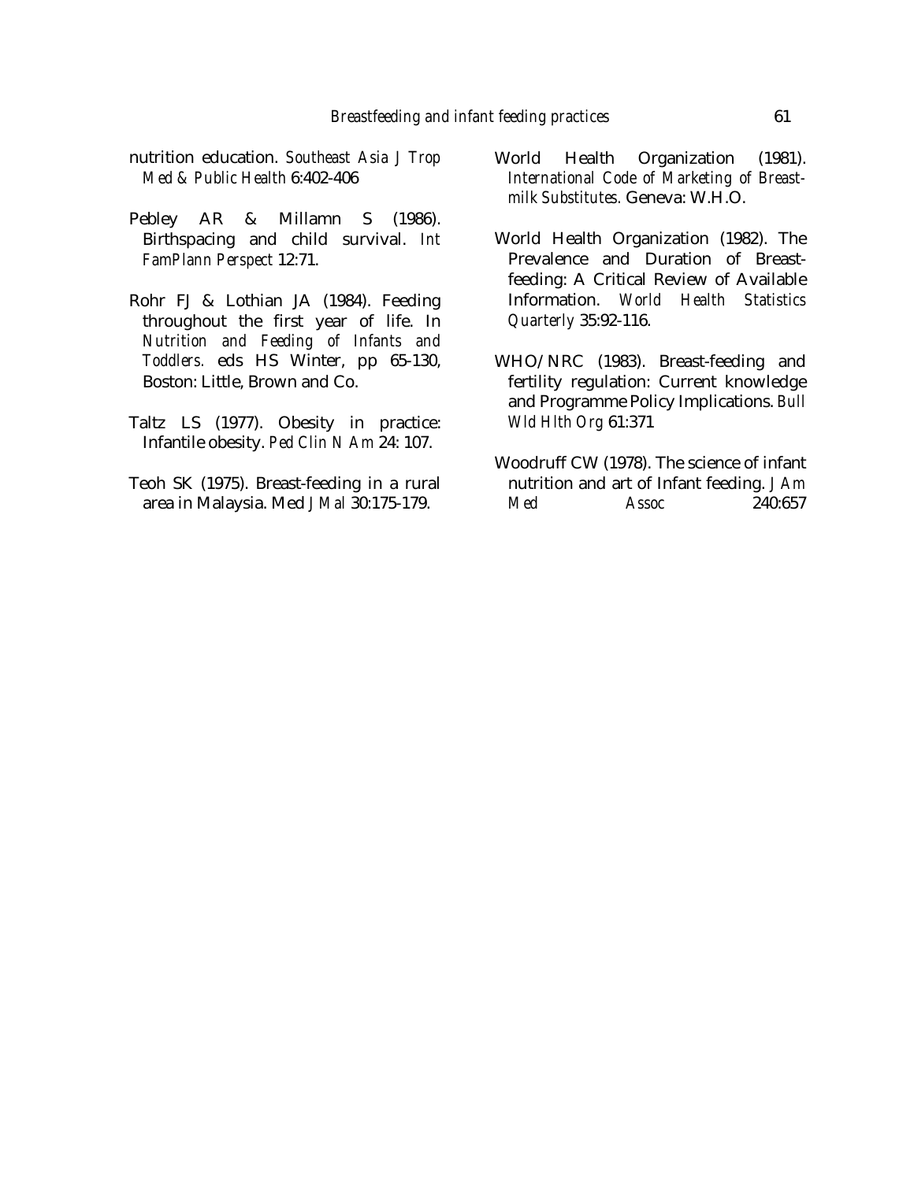nutrition education. *Southeast Asia J Trop Med & Public Health* 6:402-406

Pebley AR & Millamn S (1986). Birthspacing and child survival. *Int FamPlann Perspect* 12:71.

Rohr FJ & Lothian JA (1984). Feeding throughout the first year of life. In *Nutrition and Feeding of Infants and Toddlers.* eds HS Winter, pp 65-130, Boston: Little, Brown and Co.

Taltz LS (1977). Obesity in practice: Infantile obesity. *Ped Clin N Am* 24: 107.

Teoh SK (1975). Breast-feeding in a rural area in Malaysia. Med *J Mal* 30:175-179.

World Health Organization (1981). *International Code of Marketing of Breast-milk Substitutes.* Geneva: W.H.O.

World Health Organization (1982). The Prevalence and Duration of Breast-feeding: A Critical Review of Available Information. *World Health Statistics Quarterly* 35:92-116.

WHO/NRC (1983). Breast-feeding and fertility regulation: Current knowledge and Programme Policy Implications. *Bull Wld Hlth Org* 61:371

Woodruff CW (1978). The science of infant nutrition and art of Infant feeding. *J Am Med Assoc* 240:657